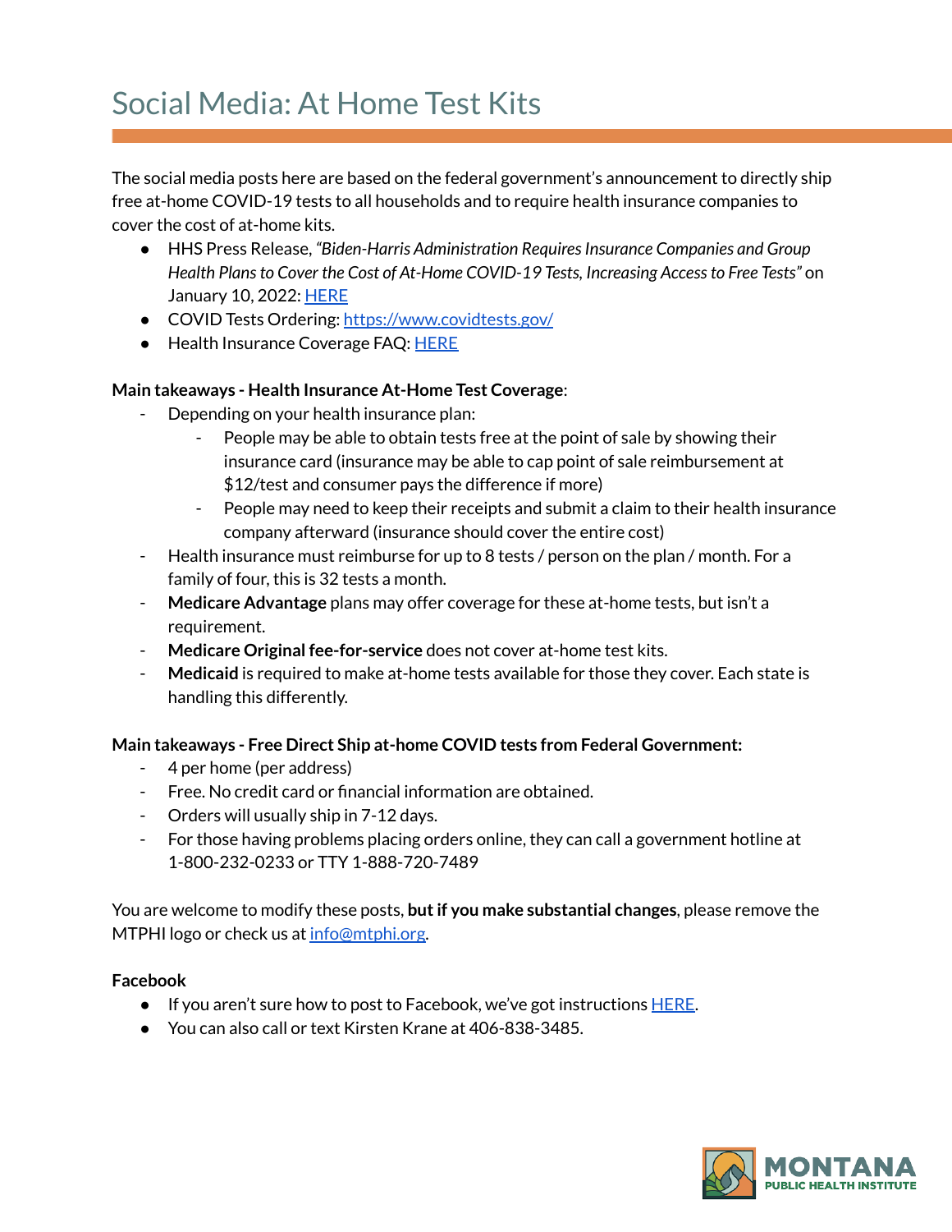# Social Media: At Home Test Kits

The social media posts here are based on the federal government's announcement to directly ship free at-home COVID-19 tests to all households and to require health insurance companies to cover the cost of at-home kits.

- HHS Press Release, *"Biden-Harris Administration Requires Insurance Companies and Group Health Plans to Cover the Cost of At-Home COVID-19 Tests, Increasing Access to Free Tests"* on January 10, 2022: [HERE]
- COVID Tests Ordering: https://www.covidtests.gov/
- Health Insurance Coverage FAQ: [HERE]

**Main takeaways - Health Insurance At-Home Test Coverage**:

- Depending on your health insurance plan:
  - People may be able to obtain tests free at the point of sale by showing their insurance card (insurance may be able to cap point of sale reimbursement at $12/test and consumer pays the difference if more)
  - People may need to keep their receipts and submit a claim to their health insurance company afterward (insurance should cover the entire cost)
- Health insurance must reimburse for up to 8 tests / person on the plan / month. For a family of four, this is 32 tests a month.
- **Medicare Advantage** plans may offer coverage for these at-home tests, but isn't a requirement.
- **Medicare Original fee-for-service** does not cover at-home test kits.
- **Medicaid** is required to make at-home tests available for those they cover. Each state is handling this differently.

**Main takeaways - Free Direct Ship at-home COVID tests from Federal Government:**

- 4 per home (per address)
- Free. No credit card or financial information are obtained.
- Orders will usually ship in 7-12 days.
- For those having problems placing orders online, they can call a government hotline at 1-800-232-0233 or TTY 1-888-720-7489

You are welcome to modify these posts, **but if you make substantial changes**, please remove the MTPHI logo or check us at info@mtphi.org.

**Facebook**

- If you aren't sure how to post to Facebook, we've got instructions [HERE].
- You can also call or text Kirsten Krane at 406-838-3485.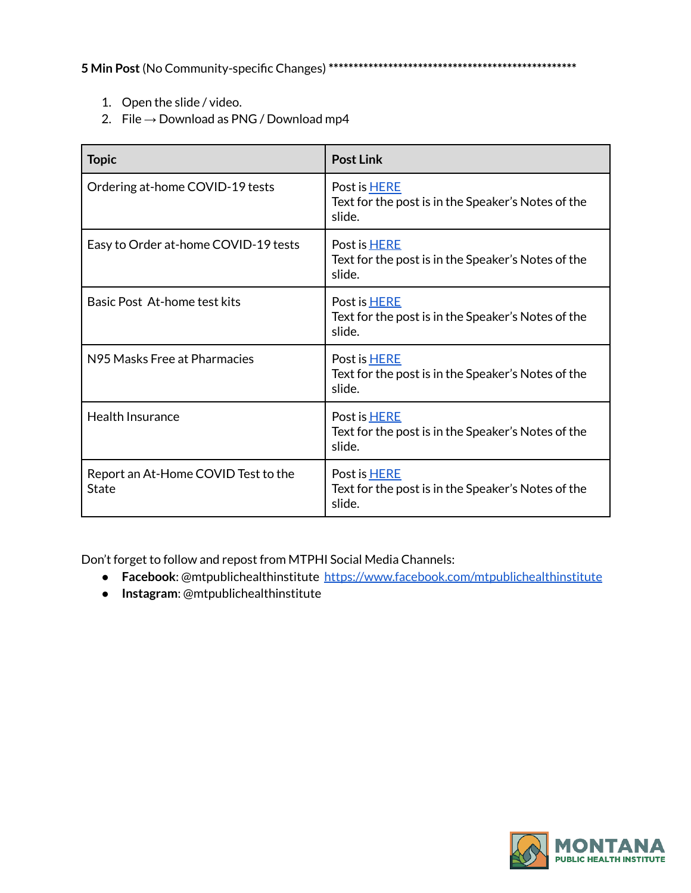**5 Min Post** (No Community-specific Changes) ****************************************************

1. Open the slide / video.
2. File → Download as PNG / Download mp4

| Topic | Post Link |
| --- | --- |
| Ordering at-home COVID-19 tests | Post is HERE<br>Text for the post is in the Speaker's Notes of the slide. |
| Easy to Order at-home COVID-19 tests | Post is HERE<br>Text for the post is in the Speaker's Notes of the slide. |
| Basic Post At-home test kits | Post is HERE<br>Text for the post is in the Speaker's Notes of the slide. |
| N95 Masks Free at Pharmacies | Post is HERE<br>Text for the post is in the Speaker's Notes of the slide. |
| Health Insurance | Post is HERE<br>Text for the post is in the Speaker's Notes of the slide. |
| Report an At-Home COVID Test to the State | Post is HERE<br>Text for the post is in the Speaker's Notes of the slide. |

Don't forget to follow and repost from MTPHI Social Media Channels:

- **Facebook**: @mtpublichealthinstitute https://www.facebook.com/mtpublichealthinstitute
- **Instagram**: @mtpublichealthinstitute

MONTANA PUBLIC HEALTH INSTITUTE